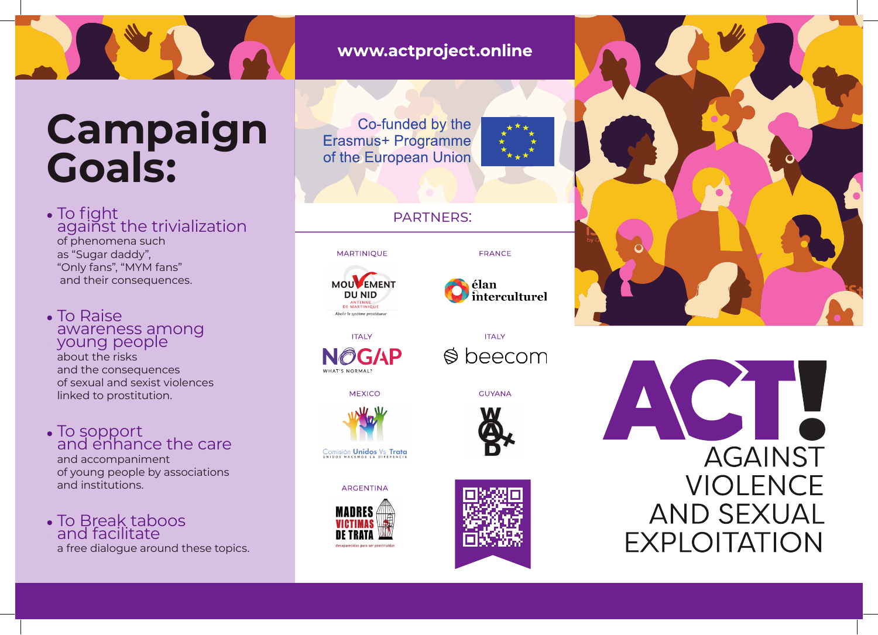# Campaign Goals:

- To fight against the trivialization of phenomena such as "Sugar daddy", "Only fans", "MYM fans" and their consequences.
- To Raise awareness among young people about the risks and the consequences of sexual and sexist violences linked to prostitution.
- To sopport and enhance the care and accompaniment of young people by associations and institutions.
- To Break taboos and facilitate a free dialogue around these topics.

**www.actproject.online**

Co-funded by the Erasmus+ Programme of the European Union

## PARTNERS:

MARTINIQUE

MOUVEMENT DU NID ANTENNE DE MARTINIQUE — Abolir le système prostitueur

FRANCE

élan interculturel

ITALY

NOGAP WHAT'S NORMAL?

ITALY

beecom

MEXICO

Comisión Unidos Vs Trata — UNIDOS HACEMOS LA DIFERENCIA

GUYANA

WAD+

ARGENTINA

MADRES VICTIMAS DE TRATA — desaparecidas para ser prostituidas

# ACT!

## AGAINST VIOLENCE AND SEXUAL EXPLOITATION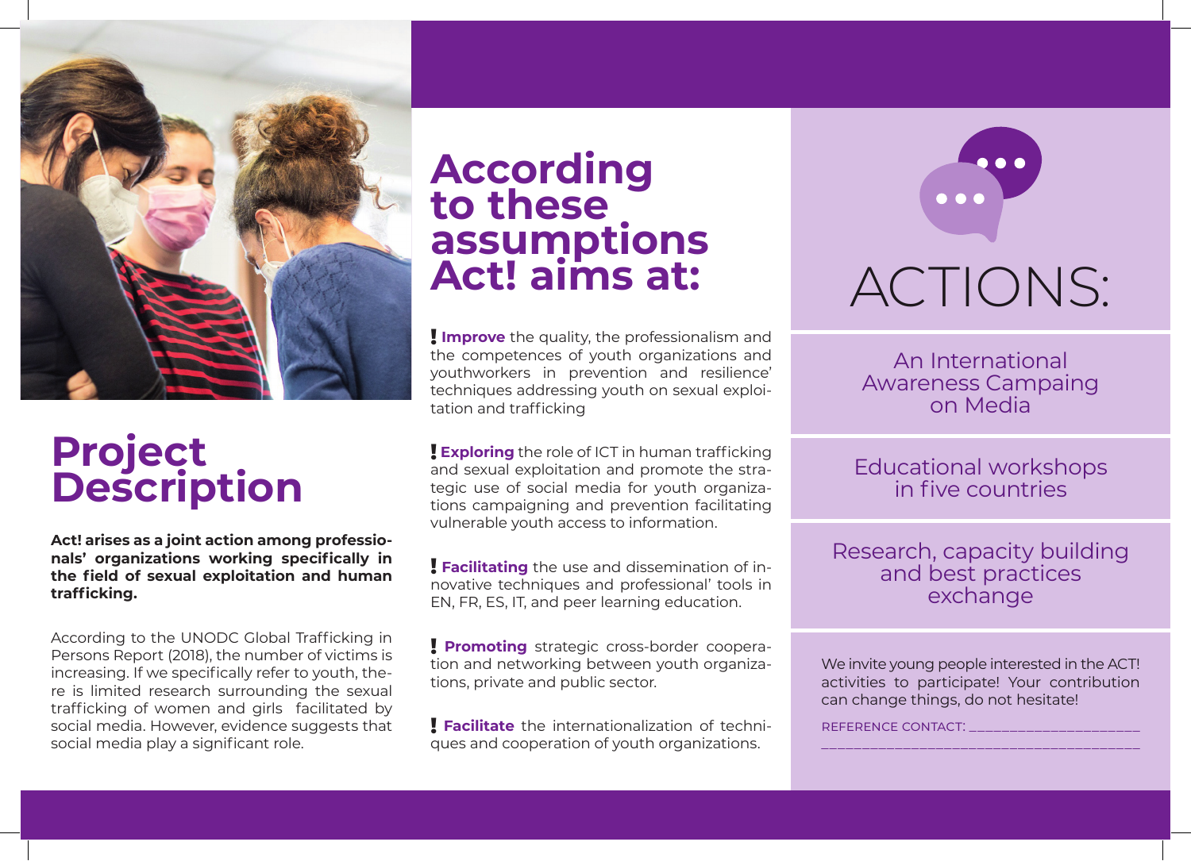# Project Description

**Act! arises as a joint action among professionals' organizations working specifically in the field of sexual exploitation and human trafficking.**

According to the UNODC Global Trafficking in Persons Report (2018), the number of victims is increasing. If we specifically refer to youth, there is limited research surrounding the sexual trafficking of women and girls facilitated by social media. However, evidence suggests that social media play a significant role.

# According to these assumptions Act! aims at:

**! Improve** the quality, the professionalism and the competences of youth organizations and youthworkers in prevention and resilience' techniques addressing youth on sexual exploitation and trafficking

**! Exploring** the role of ICT in human trafficking and sexual exploitation and promote the strategic use of social media for youth organizations campaigning and prevention facilitating vulnerable youth access to information.

**! Facilitating** the use and dissemination of innovative techniques and professional' tools in EN, FR, ES, IT, and peer learning education.

**! Promoting** strategic cross-border cooperation and networking between youth organizations, private and public sector.

**! Facilitate** the internationalization of techniques and cooperation of youth organizations.

# ACTIONS:

An International Awareness Campaing on Media

Educational workshops in five countries

Research, capacity building and best practices exchange

We invite young people interested in the ACT! activities to participate! Your contribution can change things, do not hesitate!

REFERENCE CONTACT: ______________________

_________________________________________